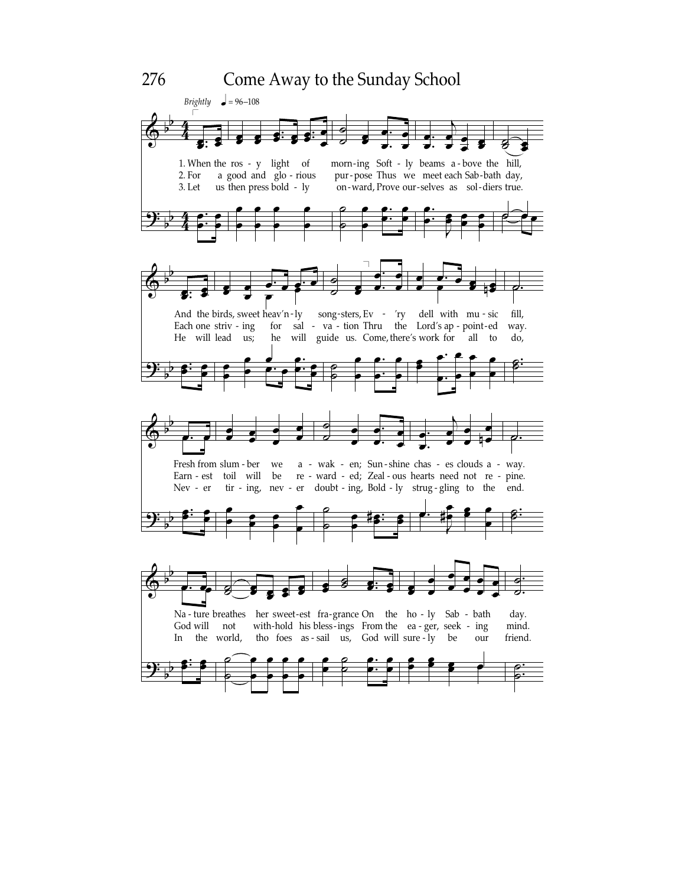# Come Away to the Sunday School

*Brightly* ♩ = 96–108

1. When the ros - y light of morn-ing Soft - ly beams a - bove the hill,
And the birds, sweet heav'n - ly song-sters, Ev - 'ry dell with mu - sic fill,
Fresh from slum - ber we a - wak - en; Sun - shine chas - es clouds a - way.
Na - ture breathes her sweet-est fra-grance On the ho - ly Sab - bath day.

2. For a good and glo - rious pur - pose Thus we meet each Sab - bath day,
Each one striv - ing for sal - va - tion Thru the Lord's ap - point - ed way.
Earn - est toil will be re - ward - ed; Zeal - ous hearts need not re - pine.
God will not with-hold his bless - ings From the ea - ger, seek - ing mind.

3. Let us then press bold - ly on - ward, Prove our-selves as sol - diers true.
He will lead us; he will guide us. Come, there's work for all to do,
Nev - er tir - ing, nev - er doubt - ing, Bold - ly strug - gling to the end.
In the world, tho foes as - sail us, God will sure - ly be our friend.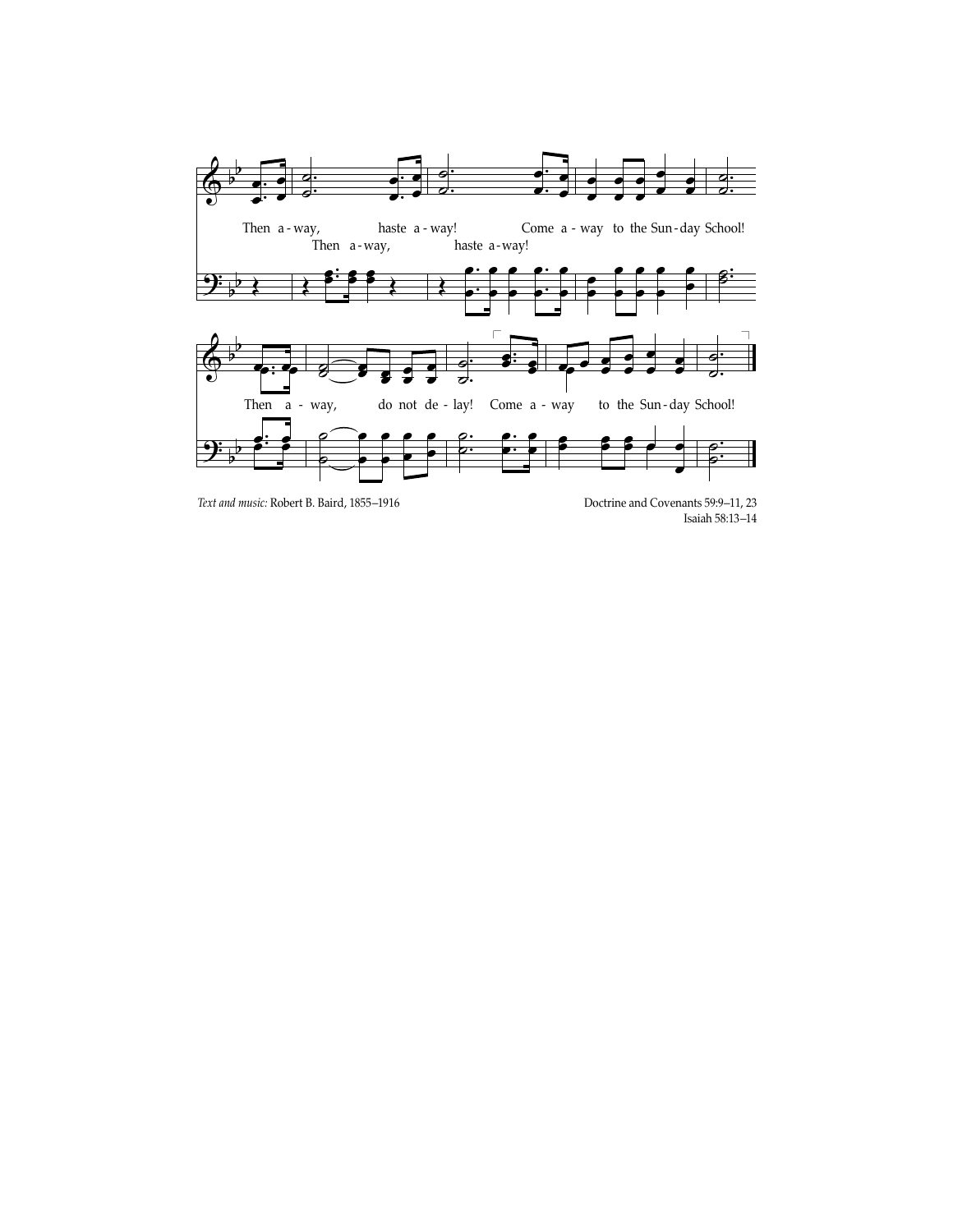Then a-way, haste a-way! Come a-way to the Sun-day School!
Then a-way, haste a-way!

Then a-way, do not de-lay! Come a-way to the Sun-day School!

*Text and music:* Robert B. Baird, 1855–1916

Doctrine and Covenants 59:9–11, 23
Isaiah 58:13–14